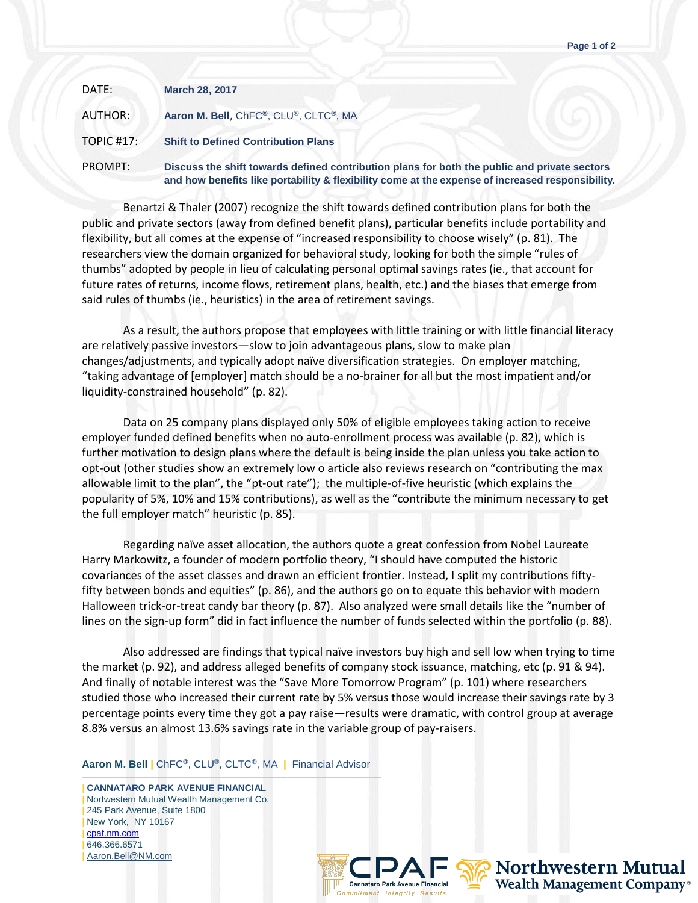DATE: **March 28, 2017**

AUTHOR: **Aaron M. Bell**, ChFC®, CLU®, CLTC®, MA

TOPIC #17: **Shift to Defined Contribution Plans**

PROMPT: **Discuss the shift towards defined contribution plans for both the public and private sectors and how benefits like portability & flexibility come at the expense of increased responsibility.**

Benartzi & Thaler (2007) recognize the shift towards defined contribution plans for both the public and private sectors (away from defined benefit plans), particular benefits include portability and flexibility, but all comes at the expense of "increased responsibility to choose wisely" (p. 81). The researchers view the domain organized for behavioral study, looking for both the simple "rules of thumbs" adopted by people in lieu of calculating personal optimal savings rates (ie., that account for future rates of returns, income flows, retirement plans, health, etc.) and the biases that emerge from said rules of thumbs (ie., heuristics) in the area of retirement savings.

As a result, the authors propose that employees with little training or with little financial literacy are relatively passive investors—slow to join advantageous plans, slow to make plan changes/adjustments, and typically adopt naïve diversification strategies. On employer matching, "taking advantage of [employer] match should be a no-brainer for all but the most impatient and/or liquidity-constrained household" (p. 82).

Data on 25 company plans displayed only 50% of eligible employees taking action to receive employer funded defined benefits when no auto-enrollment process was available (p. 82), which is further motivation to design plans where the default is being inside the plan unless you take action to opt-out (other studies show an extremely low o article also reviews research on "contributing the max allowable limit to the plan", the "pt-out rate"); the multiple-of-five heuristic (which explains the popularity of 5%, 10% and 15% contributions), as well as the "contribute the minimum necessary to get the full employer match" heuristic (p. 85).

Regarding naïve asset allocation, the authors quote a great confession from Nobel Laureate Harry Markowitz, a founder of modern portfolio theory, "I should have computed the historic covariances of the asset classes and drawn an efficient frontier. Instead, I split my contributions fifty-fifty between bonds and equities" (p. 86), and the authors go on to equate this behavior with modern Halloween trick-or-treat candy bar theory (p. 87). Also analyzed were small details like the "number of lines on the sign-up form" did in fact influence the number of funds selected within the portfolio (p. 88).

Also addressed are findings that typical naïve investors buy high and sell low when trying to time the market (p. 92), and address alleged benefits of company stock issuance, matching, etc (p. 91 & 94). And finally of notable interest was the "Save More Tomorrow Program" (p. 101) where researchers studied those who increased their current rate by 5% versus those would increase their savings rate by 3 percentage points every time they got a pay raise—results were dramatic, with control group at average 8.8% versus an almost 13.6% savings rate in the variable group of pay-raisers.

**Aaron M. Bell** | ChFC®, CLU®, CLTC®, MA | Financial Advisor

| **CANNATARO PARK AVENUE FINANCIAL**
| Nortwestern Mutual Wealth Management Co.
| 245 Park Avenue, Suite 1800
| New York, NY 10167
| cpaf.nm.com
| 646.366.6571
| Aaron.Bell@NM.com

CPAF Cannataro Park Avenue Financial — Commitment. Integrity. Results.

Northwestern Mutual Wealth Management Company®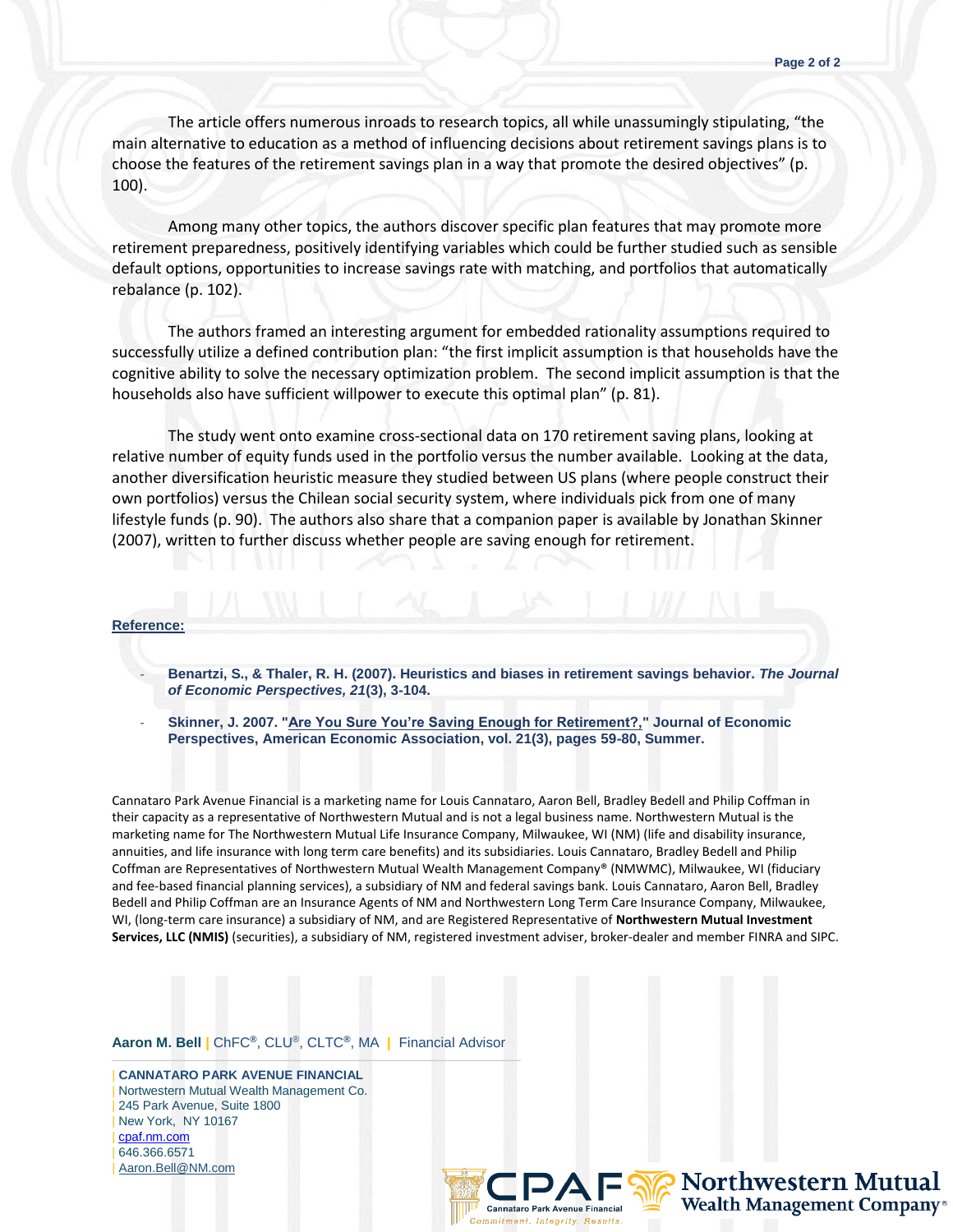The article offers numerous inroads to research topics, all while unassumingly stipulating, "the main alternative to education as a method of influencing decisions about retirement savings plans is to choose the features of the retirement savings plan in a way that promote the desired objectives" (p. 100).

Among many other topics, the authors discover specific plan features that may promote more retirement preparedness, positively identifying variables which could be further studied such as sensible default options, opportunities to increase savings rate with matching, and portfolios that automatically rebalance (p. 102).

The authors framed an interesting argument for embedded rationality assumptions required to successfully utilize a defined contribution plan: "the first implicit assumption is that households have the cognitive ability to solve the necessary optimization problem. The second implicit assumption is that the households also have sufficient willpower to execute this optimal plan" (p. 81).

The study went onto examine cross-sectional data on 170 retirement saving plans, looking at relative number of equity funds used in the portfolio versus the number available. Looking at the data, another diversification heuristic measure they studied between US plans (where people construct their own portfolios) versus the Chilean social security system, where individuals pick from one of many lifestyle funds (p. 90). The authors also share that a companion paper is available by Jonathan Skinner (2007), written to further discuss whether people are saving enough for retirement.

**Reference:**

- **Benartzi, S., & Thaler, R. H. (2007). Heuristics and biases in retirement savings behavior. *The Journal of Economic Perspectives, 21*(3), 3-104.**
- **Skinner, J. 2007. "Are You Sure You're Saving Enough for Retirement?," Journal of Economic Perspectives, American Economic Association, vol. 21(3), pages 59-80, Summer.**

Cannataro Park Avenue Financial is a marketing name for Louis Cannataro, Aaron Bell, Bradley Bedell and Philip Coffman in their capacity as a representative of Northwestern Mutual and is not a legal business name. Northwestern Mutual is the marketing name for The Northwestern Mutual Life Insurance Company, Milwaukee, WI (NM) (life and disability insurance, annuities, and life insurance with long term care benefits) and its subsidiaries. Louis Cannataro, Bradley Bedell and Philip Coffman are Representatives of Northwestern Mutual Wealth Management Company® (NMWMC), Milwaukee, WI (fiduciary and fee-based financial planning services), a subsidiary of NM and federal savings bank. Louis Cannataro, Aaron Bell, Bradley Bedell and Philip Coffman are an Insurance Agents of NM and Northwestern Long Term Care Insurance Company, Milwaukee, WI, (long-term care insurance) a subsidiary of NM, and are Registered Representative of **Northwestern Mutual Investment Services, LLC (NMIS)** (securities), a subsidiary of NM, registered investment adviser, broker-dealer and member FINRA and SIPC.

**Aaron M. Bell** | ChFC®, CLU®, CLTC®, MA | Financial Advisor

| **CANNATARO PARK AVENUE FINANCIAL**
| Nortwestern Mutual Wealth Management Co.
| 245 Park Avenue, Suite 1800
| New York, NY 10167
| cpaf.nm.com
| 646.366.6571
| Aaron.Bell@NM.com

CPAF Cannataro Park Avenue Financial
Commitment. Integrity. Results.

Northwestern Mutual
Wealth Management Company®